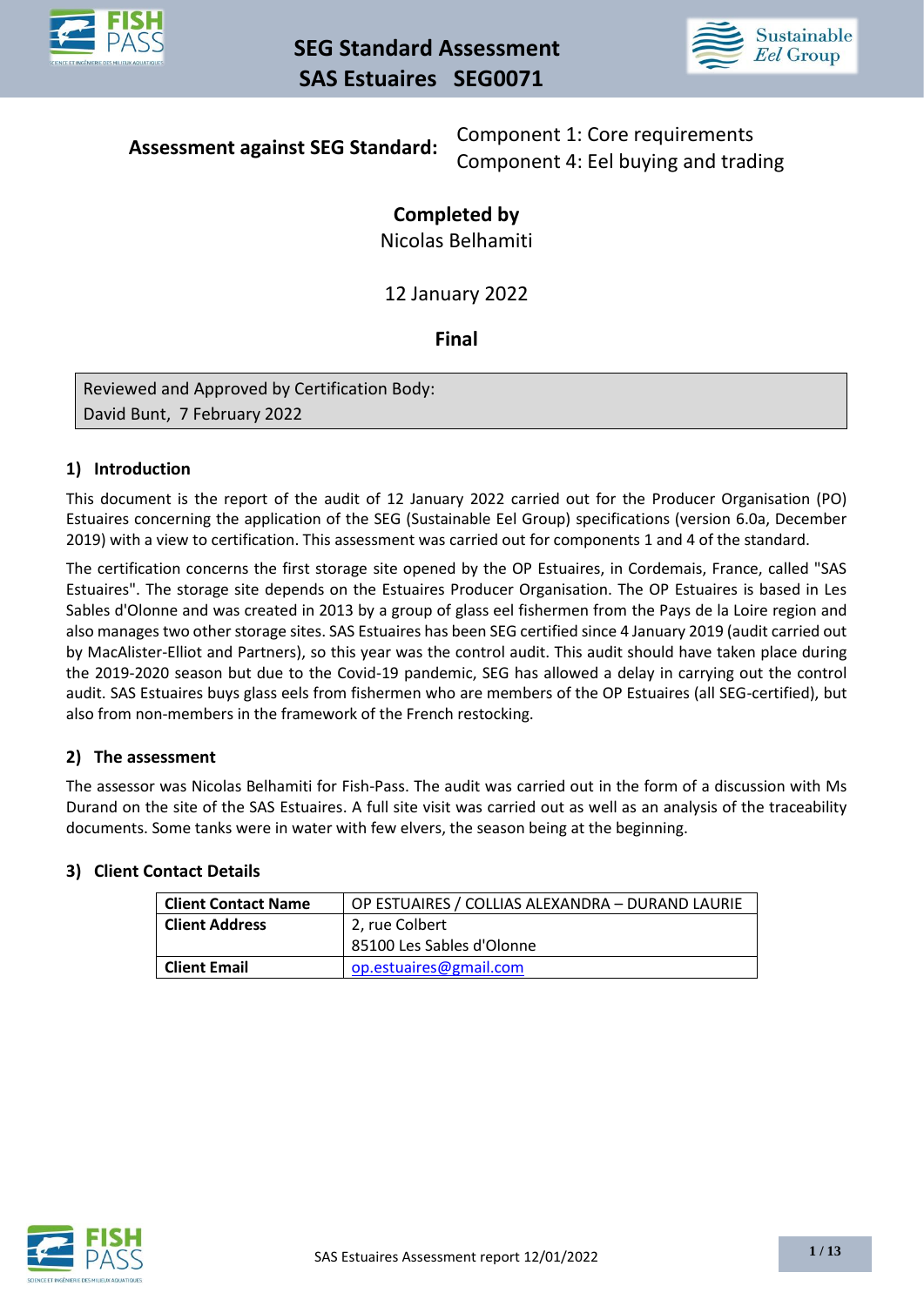# SEG Standard Assessment
## SAS Estuaires SEG0071

**Assessment against SEG Standard:** Component 1: Core requirements
Component 4: Eel buying and trading

**Completed by**
Nicolas Belhamiti

12 January 2022

**Final**

| Reviewed and Approved by Certification Body: David Bunt, 7 February 2022 |
|---|

### 1) Introduction

This document is the report of the audit of 12 January 2022 carried out for the Producer Organisation (PO) Estuaires concerning the application of the SEG (Sustainable Eel Group) specifications (version 6.0a, December 2019) with a view to certification. This assessment was carried out for components 1 and 4 of the standard.

The certification concerns the first storage site opened by the OP Estuaires, in Cordemais, France, called "SAS Estuaires". The storage site depends on the Estuaires Producer Organisation. The OP Estuaires is based in Les Sables d'Olonne and was created in 2013 by a group of glass eel fishermen from the Pays de la Loire region and also manages two other storage sites. SAS Estuaires has been SEG certified since 4 January 2019 (audit carried out by MacAlister-Elliot and Partners), so this year was the control audit. This audit should have taken place during the 2019-2020 season but due to the Covid-19 pandemic, SEG has allowed a delay in carrying out the control audit. SAS Estuaires buys glass eels from fishermen who are members of the OP Estuaires (all SEG-certified), but also from non-members in the framework of the French restocking.

### 2) The assessment

The assessor was Nicolas Belhamiti for Fish-Pass. The audit was carried out in the form of a discussion with Ms Durand on the site of the SAS Estuaires. A full site visit was carried out as well as an analysis of the traceability documents. Some tanks were in water with few elvers, the season being at the beginning.

### 3) Client Contact Details

| **Client Contact Name** | OP ESTUAIRES / COLLIAS ALEXANDRA – DURAND LAURIE |
|---|---|
| **Client Address** | 2, rue Colbert<br>85100 Les Sables d'Olonne |
| **Client Email** | op.estuaires@gmail.com |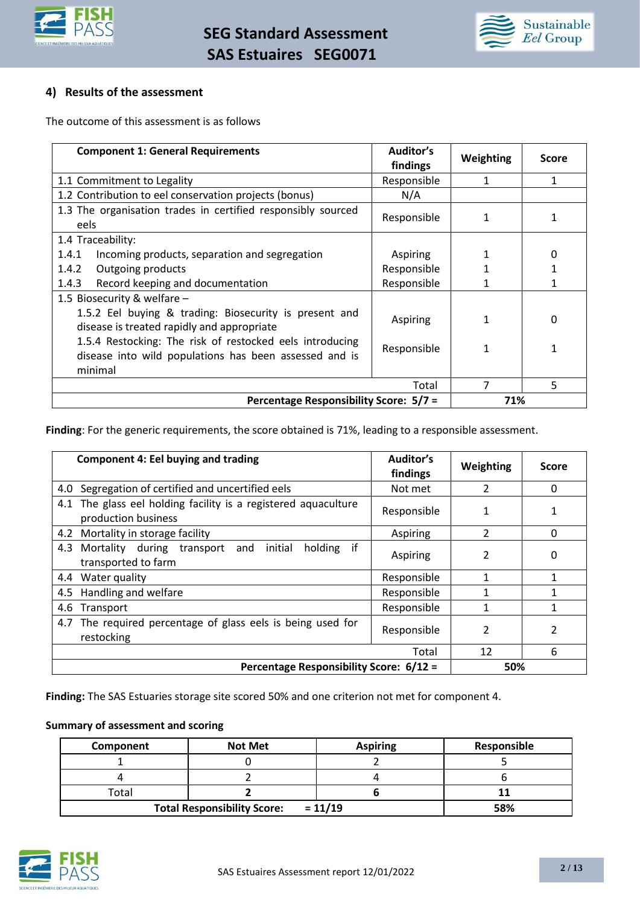## 4) Results of the assessment

The outcome of this assessment is as follows

| Component 1: General Requirements | Auditor's findings | Weighting | Score |
|---|---|---|---|
| 1.1 Commitment to Legality | Responsible | 1 | 1 |
| 1.2 Contribution to eel conservation projects (bonus) | N/A | | |
| 1.3 The organisation trades in certified responsibly sourced eels | Responsible | 1 | 1 |
| 1.4 Traceability: | | | |
| 1.4.1 Incoming products, separation and segregation | Aspiring | 1 | 0 |
| 1.4.2 Outgoing products | Responsible | 1 | 1 |
| 1.4.3 Record keeping and documentation | Responsible | 1 | 1 |
| 1.5 Biosecurity & welfare – | | | |
| 1.5.2 Eel buying & trading: Biosecurity is present and disease is treated rapidly and appropriate | Aspiring | 1 | 0 |
| 1.5.4 Restocking: The risk of restocked eels introducing disease into wild populations has been assessed and is minimal | Responsible | 1 | 1 |
| Total | | 7 | 5 |
| **Percentage Responsibility Score: 5/7 =** | | **71%** | |

**Finding**: For the generic requirements, the score obtained is 71%, leading to a responsible assessment.

| Component 4: Eel buying and trading | Auditor's findings | Weighting | Score |
|---|---|---|---|
| 4.0 Segregation of certified and uncertified eels | Not met | 2 | 0 |
| 4.1 The glass eel holding facility is a registered aquaculture production business | Responsible | 1 | 1 |
| 4.2 Mortality in storage facility | Aspiring | 2 | 0 |
| 4.3 Mortality during transport and initial holding if transported to farm | Aspiring | 2 | 0 |
| 4.4 Water quality | Responsible | 1 | 1 |
| 4.5 Handling and welfare | Responsible | 1 | 1 |
| 4.6 Transport | Responsible | 1 | 1 |
| 4.7 The required percentage of glass eels is being used for restocking | Responsible | 2 | 2 |
| Total | | 12 | 6 |
| **Percentage Responsibility Score: 6/12 =** | | **50%** | |

**Finding:** The SAS Estuaries storage site scored 50% and one criterion not met for component 4.

**Summary of assessment and scoring**

| Component | Not Met | Aspiring | Responsible |
|---|---|---|---|
| 1 | 0 | 2 | 5 |
| 4 | 2 | 4 | 6 |
| Total | **2** | **6** | **11** |
| **Total Responsibility Score:** | **= 11/19** | | **58%** |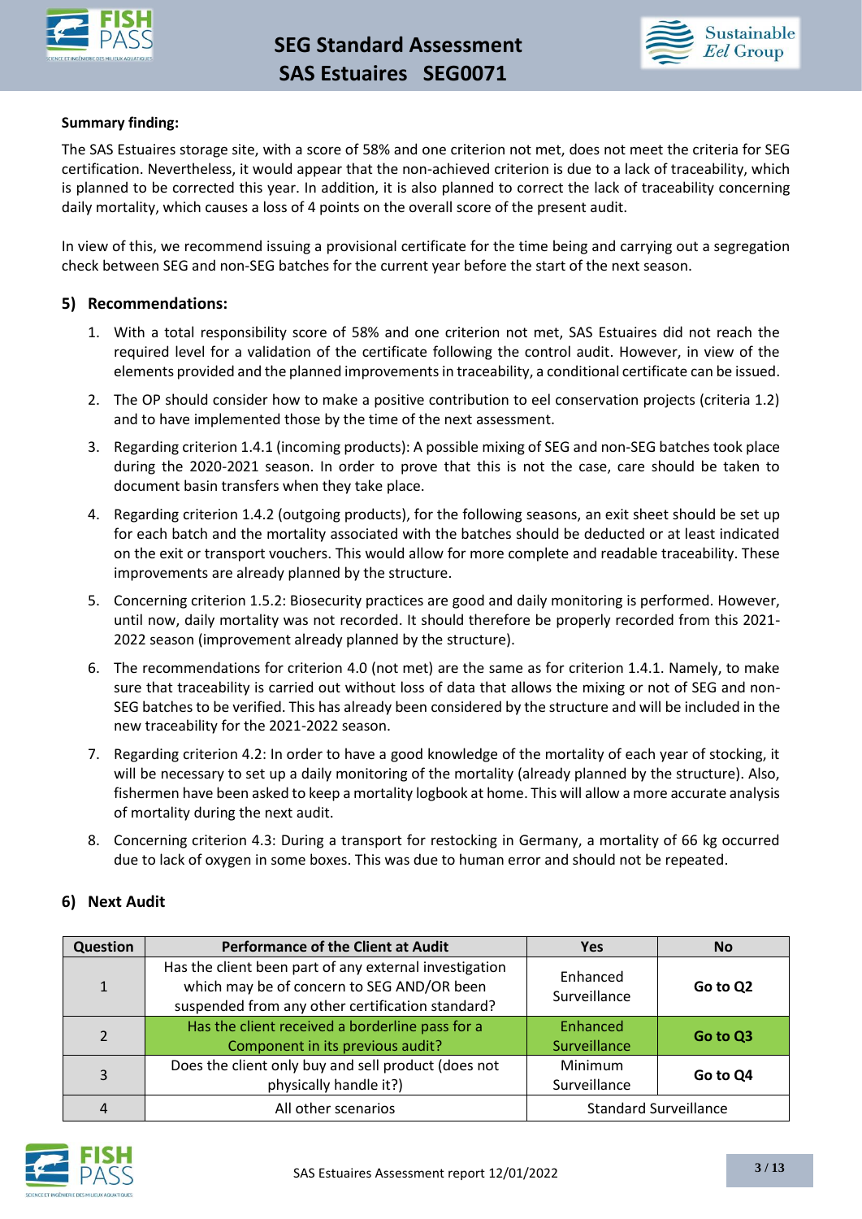**Summary finding:**

The SAS Estuaires storage site, with a score of 58% and one criterion not met, does not meet the criteria for SEG certification. Nevertheless, it would appear that the non-achieved criterion is due to a lack of traceability, which is planned to be corrected this year. In addition, it is also planned to correct the lack of traceability concerning daily mortality, which causes a loss of 4 points on the overall score of the present audit.

In view of this, we recommend issuing a provisional certificate for the time being and carrying out a segregation check between SEG and non-SEG batches for the current year before the start of the next season.

## 5) Recommendations:

1. With a total responsibility score of 58% and one criterion not met, SAS Estuaires did not reach the required level for a validation of the certificate following the control audit. However, in view of the elements provided and the planned improvements in traceability, a conditional certificate can be issued.
2. The OP should consider how to make a positive contribution to eel conservation projects (criteria 1.2) and to have implemented those by the time of the next assessment.
3. Regarding criterion 1.4.1 (incoming products): A possible mixing of SEG and non-SEG batches took place during the 2020-2021 season. In order to prove that this is not the case, care should be taken to document basin transfers when they take place.
4. Regarding criterion 1.4.2 (outgoing products), for the following seasons, an exit sheet should be set up for each batch and the mortality associated with the batches should be deducted or at least indicated on the exit or transport vouchers. This would allow for more complete and readable traceability. These improvements are already planned by the structure.
5. Concerning criterion 1.5.2: Biosecurity practices are good and daily monitoring is performed. However, until now, daily mortality was not recorded. It should therefore be properly recorded from this 2021-2022 season (improvement already planned by the structure).
6. The recommendations for criterion 4.0 (not met) are the same as for criterion 1.4.1. Namely, to make sure that traceability is carried out without loss of data that allows the mixing or not of SEG and non-SEG batches to be verified. This has already been considered by the structure and will be included in the new traceability for the 2021-2022 season.
7. Regarding criterion 4.2: In order to have a good knowledge of the mortality of each year of stocking, it will be necessary to set up a daily monitoring of the mortality (already planned by the structure). Also, fishermen have been asked to keep a mortality logbook at home. This will allow a more accurate analysis of mortality during the next audit.
8. Concerning criterion 4.3: During a transport for restocking in Germany, a mortality of 66 kg occurred due to lack of oxygen in some boxes. This was due to human error and should not be repeated.

## 6) Next Audit

| Question | Performance of the Client at Audit | Yes | No |
|---|---|---|---|
| 1 | Has the client been part of any external investigation which may be of concern to SEG AND/OR been suspended from any other certification standard? | Enhanced Surveillance | **Go to Q2** |
| 2 | Has the client received a borderline pass for a Component in its previous audit? | Enhanced Surveillance | **Go to Q3** |
| 3 | Does the client only buy and sell product (does not physically handle it?) | Minimum Surveillance | **Go to Q4** |
| 4 | All other scenarios | Standard Surveillance | |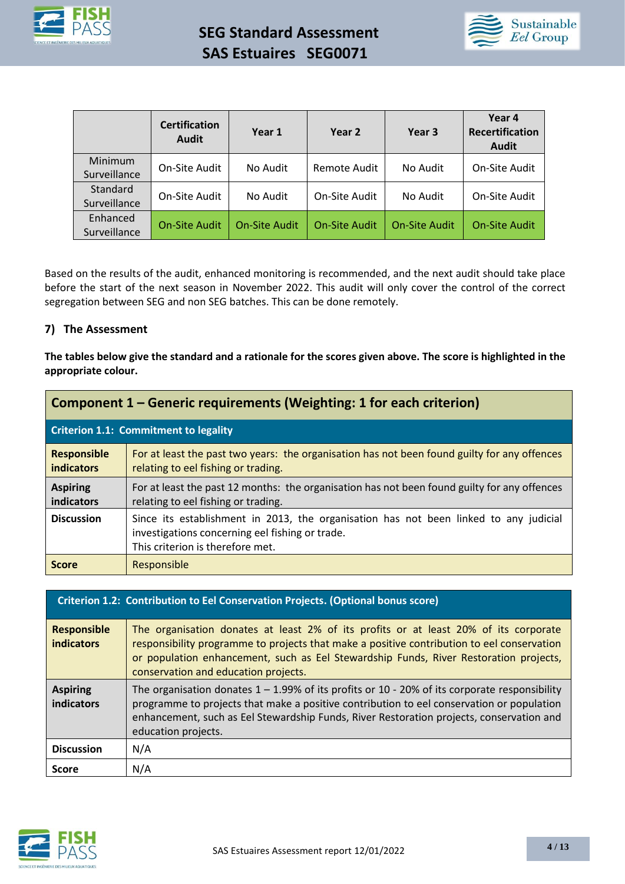| | Certification Audit | Year 1 | Year 2 | Year 3 | Year 4 Recertification Audit |
|---|---|---|---|---|---|
| Minimum Surveillance | On-Site Audit | No Audit | Remote Audit | No Audit | On-Site Audit |
| Standard Surveillance | On-Site Audit | No Audit | On-Site Audit | No Audit | On-Site Audit |
| Enhanced Surveillance | On-Site Audit | On-Site Audit | On-Site Audit | On-Site Audit | On-Site Audit |

Based on the results of the audit, enhanced monitoring is recommended, and the next audit should take place before the start of the next season in November 2022. This audit will only cover the control of the correct segregation between SEG and non SEG batches. This can be done remotely.

## 7) The Assessment

**The tables below give the standard and a rationale for the scores given above. The score is highlighted in the appropriate colour.**

| Component 1 – Generic requirements (Weighting: 1 for each criterion) | |
|---|---|
| **Criterion 1.1: Commitment to legality** | |
| **Responsible indicators** | For at least the past two years: the organisation has not been found guilty for any offences relating to eel fishing or trading. |
| **Aspiring indicators** | For at least the past 12 months: the organisation has not been found guilty for any offences relating to eel fishing or trading. |
| **Discussion** | Since its establishment in 2013, the organisation has not been linked to any judicial investigations concerning eel fishing or trade. This criterion is therefore met. |
| **Score** | Responsible |

| Criterion 1.2: Contribution to Eel Conservation Projects. (Optional bonus score) | |
|---|---|
| **Responsible indicators** | The organisation donates at least 2% of its profits or at least 20% of its corporate responsibility programme to projects that make a positive contribution to eel conservation or population enhancement, such as Eel Stewardship Funds, River Restoration projects, conservation and education projects. |
| **Aspiring indicators** | The organisation donates 1 – 1.99% of its profits or 10 - 20% of its corporate responsibility programme to projects that make a positive contribution to eel conservation or population enhancement, such as Eel Stewardship Funds, River Restoration projects, conservation and education projects. |
| **Discussion** | N/A |
| **Score** | N/A |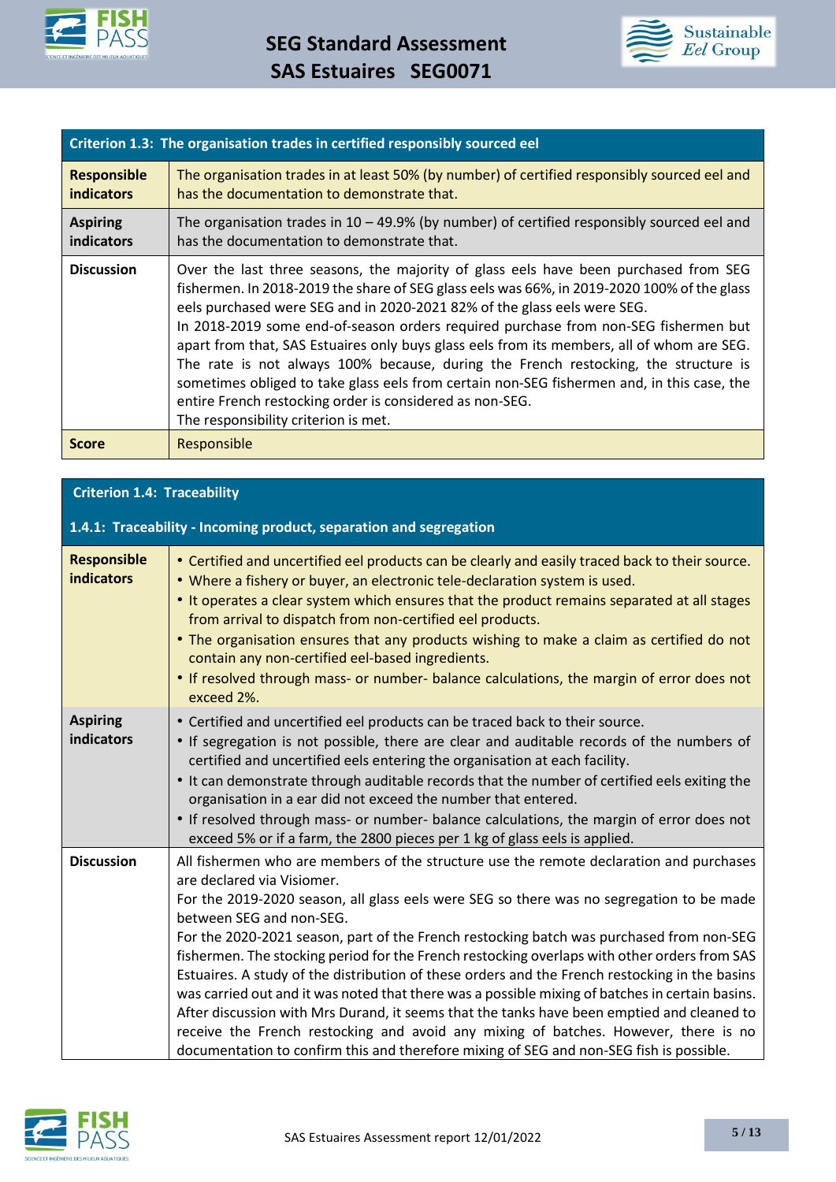| Criterion 1.3: The organisation trades in certified responsibly sourced eel | |
|---|---|
| **Responsible indicators** | The organisation trades in at least 50% (by number) of certified responsibly sourced eel and has the documentation to demonstrate that. |
| **Aspiring indicators** | The organisation trades in 10 – 49.9% (by number) of certified responsibly sourced eel and has the documentation to demonstrate that. |
| **Discussion** | Over the last three seasons, the majority of glass eels have been purchased from SEG fishermen. In 2018-2019 the share of SEG glass eels was 66%, in 2019-2020 100% of the glass eels purchased were SEG and in 2020-2021 82% of the glass eels were SEG.<br>In 2018-2019 some end-of-season orders required purchase from non-SEG fishermen but apart from that, SAS Estuaires only buys glass eels from its members, all of whom are SEG. The rate is not always 100% because, during the French restocking, the structure is sometimes obliged to take glass eels from certain non-SEG fishermen and, in this case, the entire French restocking order is considered as non-SEG.<br>The responsibility criterion is met. |
| **Score** | Responsible |

| Criterion 1.4: Traceability<br><br>1.4.1: Traceability - Incoming product, separation and segregation | |
|---|---|
| **Responsible indicators** | • Certified and uncertified eel products can be clearly and easily traced back to their source.<br>• Where a fishery or buyer, an electronic tele-declaration system is used.<br>• It operates a clear system which ensures that the product remains separated at all stages from arrival to dispatch from non-certified eel products.<br>• The organisation ensures that any products wishing to make a claim as certified do not contain any non-certified eel-based ingredients.<br>• If resolved through mass- or number- balance calculations, the margin of error does not exceed 2%. |
| **Aspiring indicators** | • Certified and uncertified eel products can be traced back to their source.<br>• If segregation is not possible, there are clear and auditable records of the numbers of certified and uncertified eels entering the organisation at each facility.<br>• It can demonstrate through auditable records that the number of certified eels exiting the organisation in a ear did not exceed the number that entered.<br>• If resolved through mass- or number- balance calculations, the margin of error does not exceed 5% or if a farm, the 2800 pieces per 1 kg of glass eels is applied. |
| **Discussion** | All fishermen who are members of the structure use the remote declaration and purchases are declared via Visiomer.<br>For the 2019-2020 season, all glass eels were SEG so there was no segregation to be made between SEG and non-SEG.<br>For the 2020-2021 season, part of the French restocking batch was purchased from non-SEG fishermen. The stocking period for the French restocking overlaps with other orders from SAS Estuaires. A study of the distribution of these orders and the French restocking in the basins was carried out and it was noted that there was a possible mixing of batches in certain basins. After discussion with Mrs Durand, it seems that the tanks have been emptied and cleaned to receive the French restocking and avoid any mixing of batches. However, there is no documentation to confirm this and therefore mixing of SEG and non-SEG fish is possible. |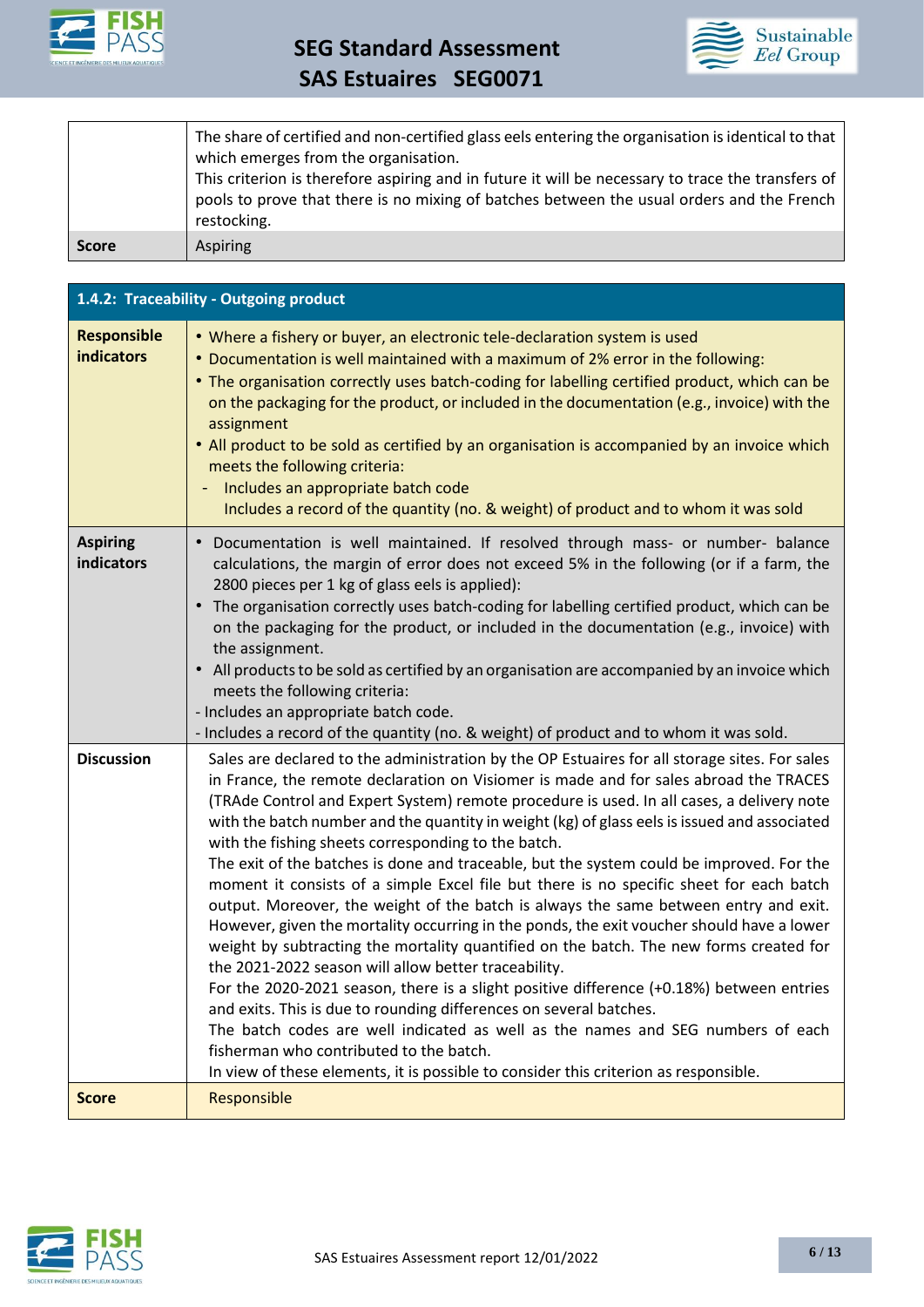| | |
|---|---|
| | The share of certified and non-certified glass eels entering the organisation is identical to that which emerges from the organisation.<br>This criterion is therefore aspiring and in future it will be necessary to trace the transfers of pools to prove that there is no mixing of batches between the usual orders and the French restocking. |
| **Score** | Aspiring |

| **1.4.2: Traceability - Outgoing product** | |
|---|---|
| **Responsible indicators** | • Where a fishery or buyer, an electronic tele-declaration system is used<br>• Documentation is well maintained with a maximum of 2% error in the following:<br>• The organisation correctly uses batch-coding for labelling certified product, which can be on the packaging for the product, or included in the documentation (e.g., invoice) with the assignment<br>• All product to be sold as certified by an organisation is accompanied by an invoice which meets the following criteria:<br>- Includes an appropriate batch code<br>Includes a record of the quantity (no. & weight) of product and to whom it was sold |
| **Aspiring indicators** | • Documentation is well maintained. If resolved through mass- or number- balance calculations, the margin of error does not exceed 5% in the following (or if a farm, the 2800 pieces per 1 kg of glass eels is applied):<br>• The organisation correctly uses batch-coding for labelling certified product, which can be on the packaging for the product, or included in the documentation (e.g., invoice) with the assignment.<br>• All products to be sold as certified by an organisation are accompanied by an invoice which meets the following criteria:<br>- Includes an appropriate batch code.<br>- Includes a record of the quantity (no. & weight) of product and to whom it was sold. |
| **Discussion** | Sales are declared to the administration by the OP Estuaires for all storage sites. For sales in France, the remote declaration on Visiomer is made and for sales abroad the TRACES (TRAde Control and Expert System) remote procedure is used. In all cases, a delivery note with the batch number and the quantity in weight (kg) of glass eels is issued and associated with the fishing sheets corresponding to the batch.<br>The exit of the batches is done and traceable, but the system could be improved. For the moment it consists of a simple Excel file but there is no specific sheet for each batch output. Moreover, the weight of the batch is always the same between entry and exit. However, given the mortality occurring in the ponds, the exit voucher should have a lower weight by subtracting the mortality quantified on the batch. The new forms created for the 2021-2022 season will allow better traceability.<br>For the 2020-2021 season, there is a slight positive difference (+0.18%) between entries and exits. This is due to rounding differences on several batches.<br>The batch codes are well indicated as well as the names and SEG numbers of each fisherman who contributed to the batch.<br>In view of these elements, it is possible to consider this criterion as responsible. |
| **Score** | Responsible |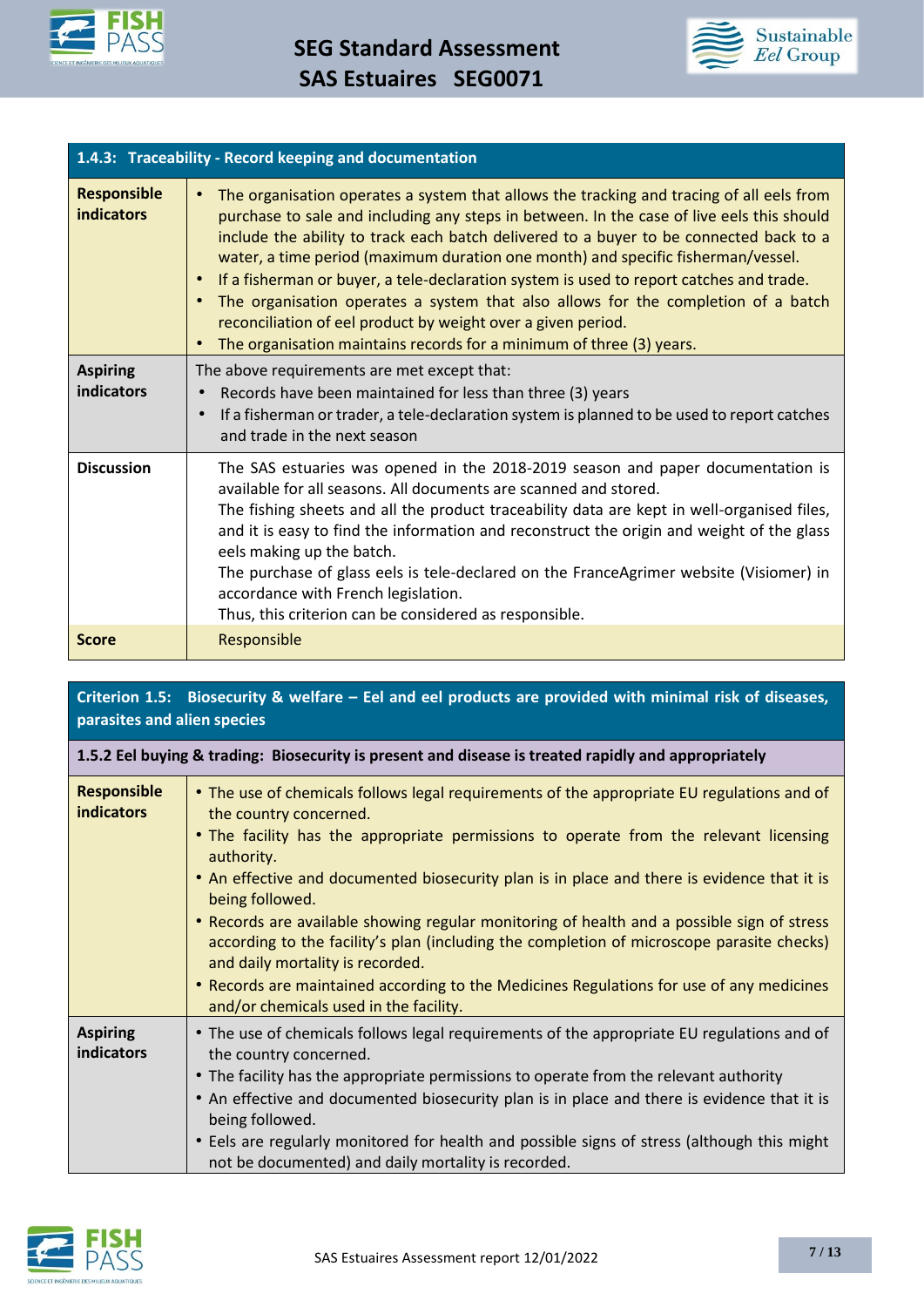| 1.4.3: Traceability - Record keeping and documentation | |
|---|---|
| **Responsible indicators** | • The organisation operates a system that allows the tracking and tracing of all eels from purchase to sale and including any steps in between. In the case of live eels this should include the ability to track each batch delivered to a buyer to be connected back to a water, a time period (maximum duration one month) and specific fisherman/vessel.<br>• If a fisherman or buyer, a tele-declaration system is used to report catches and trade.<br>• The organisation operates a system that also allows for the completion of a batch reconciliation of eel product by weight over a given period.<br>• The organisation maintains records for a minimum of three (3) years. |
| **Aspiring indicators** | The above requirements are met except that:<br>• Records have been maintained for less than three (3) years<br>• If a fisherman or trader, a tele-declaration system is planned to be used to report catches and trade in the next season |
| **Discussion** | The SAS estuaries was opened in the 2018-2019 season and paper documentation is available for all seasons. All documents are scanned and stored.<br>The fishing sheets and all the product traceability data are kept in well-organised files, and it is easy to find the information and reconstruct the origin and weight of the glass eels making up the batch.<br>The purchase of glass eels is tele-declared on the FranceAgrimer website (Visiomer) in accordance with French legislation.<br>Thus, this criterion can be considered as responsible. |
| **Score** | Responsible |

| Criterion 1.5: Biosecurity & welfare – Eel and eel products are provided with minimal risk of diseases, parasites and alien species | |
|---|---|
| **1.5.2 Eel buying & trading: Biosecurity is present and disease is treated rapidly and appropriately** | |
| **Responsible indicators** | • The use of chemicals follows legal requirements of the appropriate EU regulations and of the country concerned.<br>• The facility has the appropriate permissions to operate from the relevant licensing authority.<br>• An effective and documented biosecurity plan is in place and there is evidence that it is being followed.<br>• Records are available showing regular monitoring of health and a possible sign of stress according to the facility's plan (including the completion of microscope parasite checks) and daily mortality is recorded.<br>• Records are maintained according to the Medicines Regulations for use of any medicines and/or chemicals used in the facility. |
| **Aspiring indicators** | • The use of chemicals follows legal requirements of the appropriate EU regulations and of the country concerned.<br>• The facility has the appropriate permissions to operate from the relevant authority<br>• An effective and documented biosecurity plan is in place and there is evidence that it is being followed.<br>• Eels are regularly monitored for health and possible signs of stress (although this might not be documented) and daily mortality is recorded. |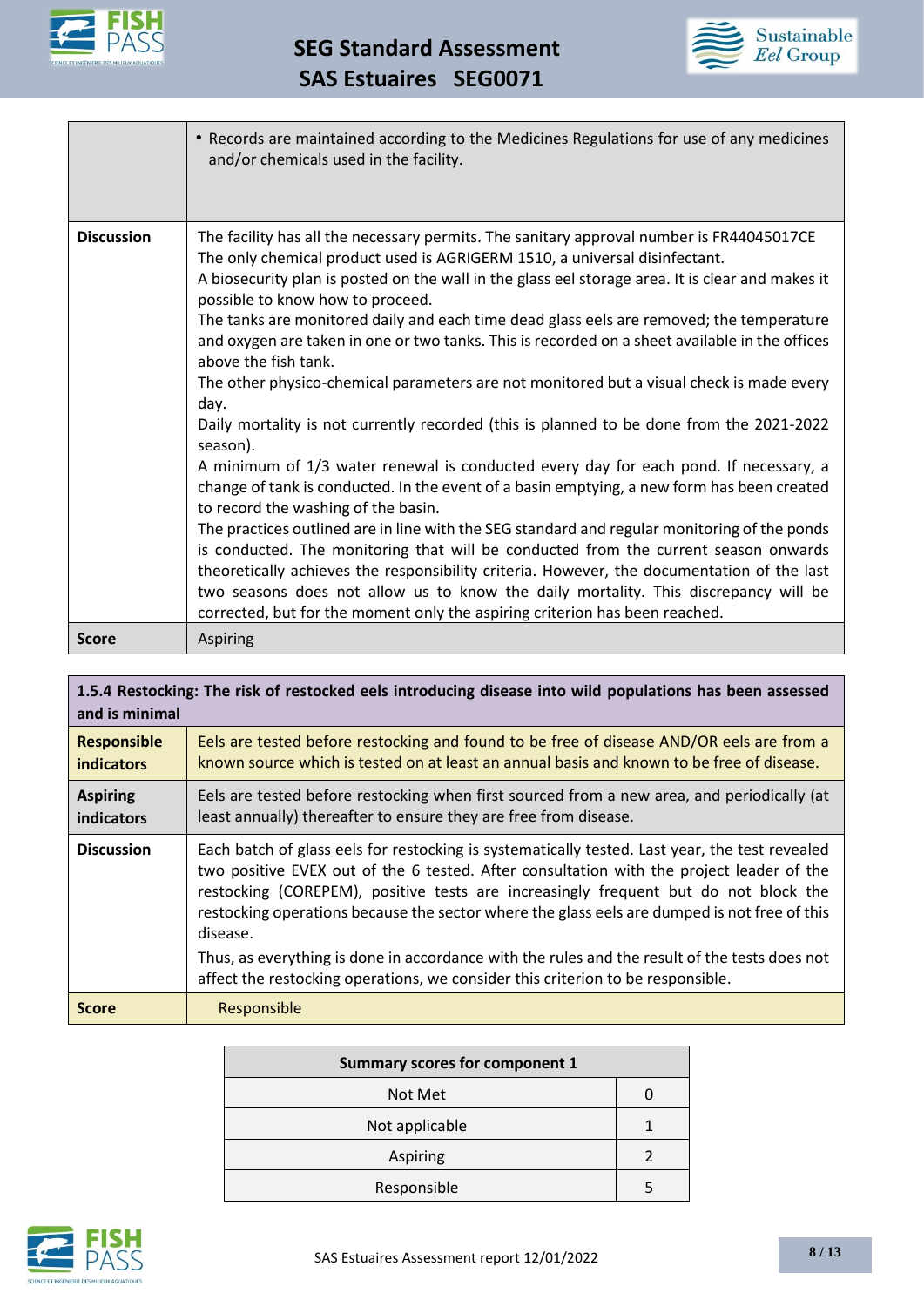| | |
|---|---|
| | • Records are maintained according to the Medicines Regulations for use of any medicines and/or chemicals used in the facility. |
| **Discussion** | The facility has all the necessary permits. The sanitary approval number is FR44045017CE<br>The only chemical product used is AGRIGERM 1510, a universal disinfectant.<br>A biosecurity plan is posted on the wall in the glass eel storage area. It is clear and makes it possible to know how to proceed.<br>The tanks are monitored daily and each time dead glass eels are removed; the temperature and oxygen are taken in one or two tanks. This is recorded on a sheet available in the offices above the fish tank.<br>The other physico-chemical parameters are not monitored but a visual check is made every day.<br>Daily mortality is not currently recorded (this is planned to be done from the 2021-2022 season).<br>A minimum of 1/3 water renewal is conducted every day for each pond. If necessary, a change of tank is conducted. In the event of a basin emptying, a new form has been created to record the washing of the basin.<br>The practices outlined are in line with the SEG standard and regular monitoring of the ponds is conducted. The monitoring that will be conducted from the current season onwards theoretically achieves the responsibility criteria. However, the documentation of the last two seasons does not allow us to know the daily mortality. This discrepancy will be corrected, but for the moment only the aspiring criterion has been reached. |
| **Score** | Aspiring |

| **1.5.4 Restocking: The risk of restocked eels introducing disease into wild populations has been assessed and is minimal** | |
|---|---|
| **Responsible indicators** | Eels are tested before restocking and found to be free of disease AND/OR eels are from a known source which is tested on at least an annual basis and known to be free of disease. |
| **Aspiring indicators** | Eels are tested before restocking when first sourced from a new area, and periodically (at least annually) thereafter to ensure they are free from disease. |
| **Discussion** | Each batch of glass eels for restocking is systematically tested. Last year, the test revealed two positive EVEX out of the 6 tested. After consultation with the project leader of the restocking (COREPEM), positive tests are increasingly frequent but do not block the restocking operations because the sector where the glass eels are dumped is not free of this disease.<br>Thus, as everything is done in accordance with the rules and the result of the tests does not affect the restocking operations, we consider this criterion to be responsible. |
| **Score** | Responsible |

| Summary scores for component 1 | |
|---|---|
| Not Met | 0 |
| Not applicable | 1 |
| Aspiring | 2 |
| Responsible | 5 |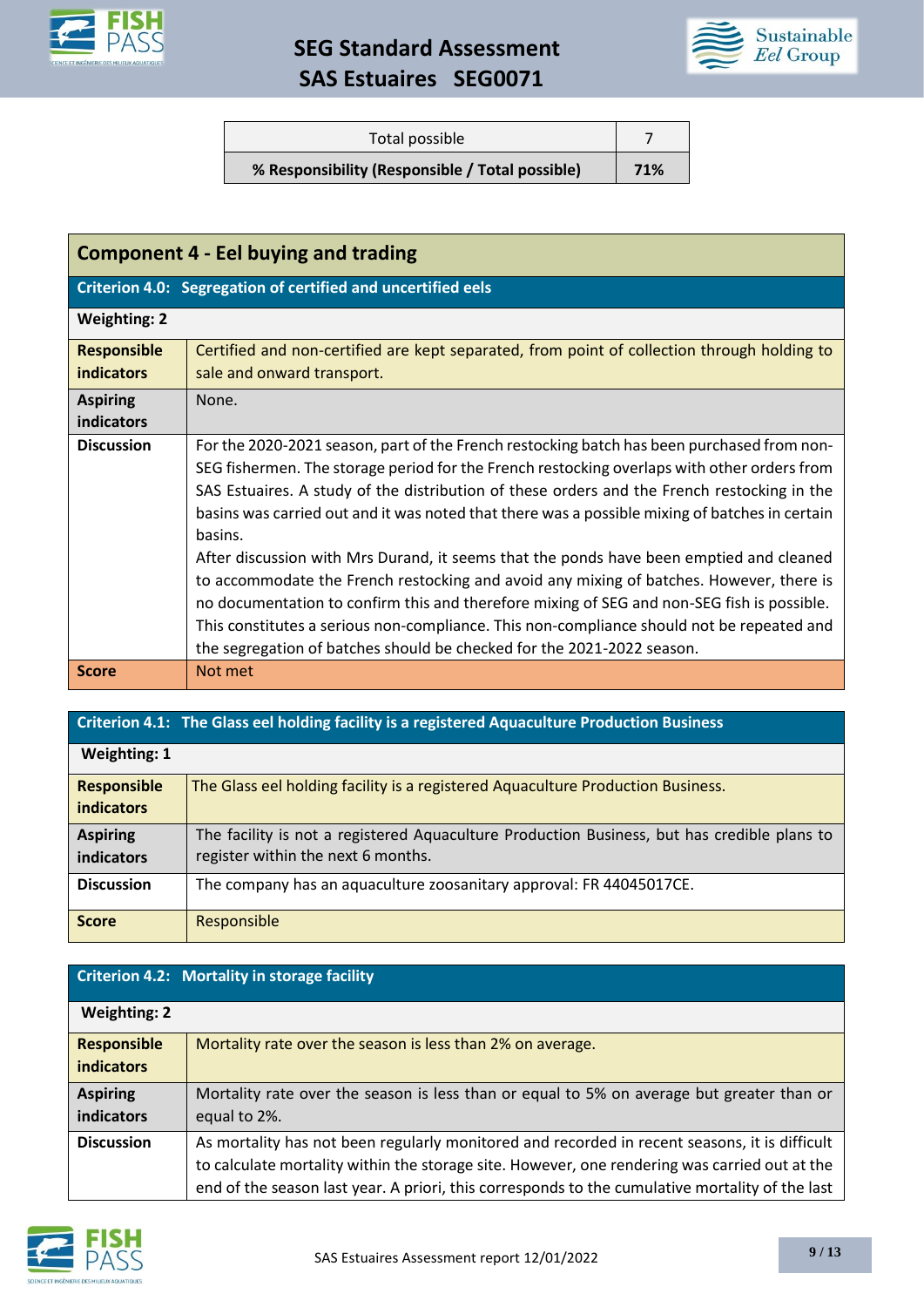| Total possible | 7 |
|---|---|
| **% Responsibility (Responsible / Total possible)** | **71%** |

## Component 4 - Eel buying and trading

| **Criterion 4.0: Segregation of certified and uncertified eels** | |
|---|---|
| **Weighting: 2** | |
| **Responsible indicators** | Certified and non-certified are kept separated, from point of collection through holding to sale and onward transport. |
| **Aspiring indicators** | None. |
| **Discussion** | For the 2020-2021 season, part of the French restocking batch has been purchased from non-SEG fishermen. The storage period for the French restocking overlaps with other orders from SAS Estuaires. A study of the distribution of these orders and the French restocking in the basins was carried out and it was noted that there was a possible mixing of batches in certain basins.<br>After discussion with Mrs Durand, it seems that the ponds have been emptied and cleaned to accommodate the French restocking and avoid any mixing of batches. However, there is no documentation to confirm this and therefore mixing of SEG and non-SEG fish is possible. This constitutes a serious non-compliance. This non-compliance should not be repeated and the segregation of batches should be checked for the 2021-2022 season. |
| **Score** | Not met |

| **Criterion 4.1: The Glass eel holding facility is a registered Aquaculture Production Business** | |
|---|---|
| **Weighting: 1** | |
| **Responsible indicators** | The Glass eel holding facility is a registered Aquaculture Production Business. |
| **Aspiring indicators** | The facility is not a registered Aquaculture Production Business, but has credible plans to register within the next 6 months. |
| **Discussion** | The company has an aquaculture zoosanitary approval: FR 44045017CE. |
| **Score** | Responsible |

| **Criterion 4.2: Mortality in storage facility** | |
|---|---|
| **Weighting: 2** | |
| **Responsible indicators** | Mortality rate over the season is less than 2% on average. |
| **Aspiring indicators** | Mortality rate over the season is less than or equal to 5% on average but greater than or equal to 2%. |
| **Discussion** | As mortality has not been regularly monitored and recorded in recent seasons, it is difficult to calculate mortality within the storage site. However, one rendering was carried out at the end of the season last year. A priori, this corresponds to the cumulative mortality of the last |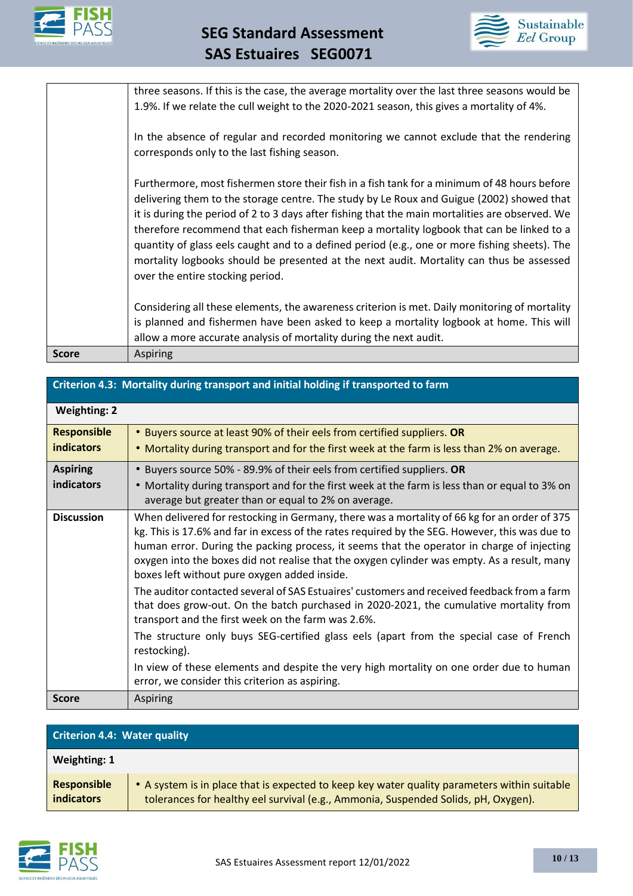| | |
|---|---|
| | three seasons. If this is the case, the average mortality over the last three seasons would be 1.9%. If we relate the cull weight to the 2020-2021 season, this gives a mortality of 4%.<br><br>In the absence of regular and recorded monitoring we cannot exclude that the rendering corresponds only to the last fishing season.<br><br>Furthermore, most fishermen store their fish in a fish tank for a minimum of 48 hours before delivering them to the storage centre. The study by Le Roux and Guigue (2002) showed that it is during the period of 2 to 3 days after fishing that the main mortalities are observed. We therefore recommend that each fisherman keep a mortality logbook that can be linked to a quantity of glass eels caught and to a defined period (e.g., one or more fishing sheets). The mortality logbooks should be presented at the next audit. Mortality can thus be assessed over the entire stocking period.<br><br>Considering all these elements, the awareness criterion is met. Daily monitoring of mortality is planned and fishermen have been asked to keep a mortality logbook at home. This will allow a more accurate analysis of mortality during the next audit. |
| **Score** | Aspiring |

| **Criterion 4.3: Mortality during transport and initial holding if transported to farm** | |
|---|---|
| **Weighting: 2** | |
| **Responsible indicators** | • Buyers source at least 90% of their eels from certified suppliers. **OR**<br>• Mortality during transport and for the first week at the farm is less than 2% on average. |
| **Aspiring indicators** | • Buyers source 50% - 89.9% of their eels from certified suppliers. **OR**<br>• Mortality during transport and for the first week at the farm is less than or equal to 3% on average but greater than or equal to 2% on average. |
| **Discussion** | When delivered for restocking in Germany, there was a mortality of 66 kg for an order of 375 kg. This is 17.6% and far in excess of the rates required by the SEG. However, this was due to human error. During the packing process, it seems that the operator in charge of injecting oxygen into the boxes did not realise that the oxygen cylinder was empty. As a result, many boxes left without pure oxygen added inside.<br><br>The auditor contacted several of SAS Estuaires' customers and received feedback from a farm that does grow-out. On the batch purchased in 2020-2021, the cumulative mortality from transport and the first week on the farm was 2.6%.<br><br>The structure only buys SEG-certified glass eels (apart from the special case of French restocking).<br><br>In view of these elements and despite the very high mortality on one order due to human error, we consider this criterion as aspiring. |
| **Score** | Aspiring |

| **Criterion 4.4: Water quality** | |
|---|---|
| **Weighting: 1** | |
| **Responsible indicators** | • A system is in place that is expected to keep key water quality parameters within suitable tolerances for healthy eel survival (e.g., Ammonia, Suspended Solids, pH, Oxygen). |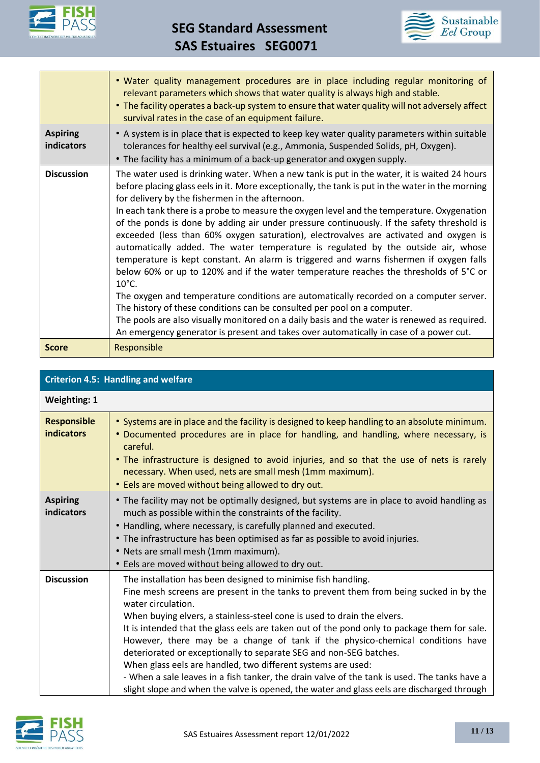| | |
|---|---|
| | • Water quality management procedures are in place including regular monitoring of relevant parameters which shows that water quality is always high and stable.<br>• The facility operates a back-up system to ensure that water quality will not adversely affect survival rates in the case of an equipment failure. |
| **Aspiring indicators** | • A system is in place that is expected to keep key water quality parameters within suitable tolerances for healthy eel survival (e.g., Ammonia, Suspended Solids, pH, Oxygen).<br>• The facility has a minimum of a back-up generator and oxygen supply. |
| **Discussion** | The water used is drinking water. When a new tank is put in the water, it is waited 24 hours before placing glass eels in it. More exceptionally, the tank is put in the water in the morning for delivery by the fishermen in the afternoon.<br>In each tank there is a probe to measure the oxygen level and the temperature. Oxygenation of the ponds is done by adding air under pressure continuously. If the safety threshold is exceeded (less than 60% oxygen saturation), electrovalves are activated and oxygen is automatically added. The water temperature is regulated by the outside air, whose temperature is kept constant. An alarm is triggered and warns fishermen if oxygen falls below 60% or up to 120% and if the water temperature reaches the thresholds of 5°C or 10°C.<br>The oxygen and temperature conditions are automatically recorded on a computer server. The history of these conditions can be consulted per pool on a computer.<br>The pools are also visually monitored on a daily basis and the water is renewed as required. An emergency generator is present and takes over automatically in case of a power cut. |
| **Score** | Responsible |

| **Criterion 4.5: Handling and welfare** | |
|---|---|
| **Weighting: 1** | |
| **Responsible indicators** | • Systems are in place and the facility is designed to keep handling to an absolute minimum.<br>• Documented procedures are in place for handling, and handling, where necessary, is careful.<br>• The infrastructure is designed to avoid injuries, and so that the use of nets is rarely necessary. When used, nets are small mesh (1mm maximum).<br>• Eels are moved without being allowed to dry out. |
| **Aspiring indicators** | • The facility may not be optimally designed, but systems are in place to avoid handling as much as possible within the constraints of the facility.<br>• Handling, where necessary, is carefully planned and executed.<br>• The infrastructure has been optimised as far as possible to avoid injuries.<br>• Nets are small mesh (1mm maximum).<br>• Eels are moved without being allowed to dry out. |
| **Discussion** | The installation has been designed to minimise fish handling.<br>Fine mesh screens are present in the tanks to prevent them from being sucked in by the water circulation.<br>When buying elvers, a stainless-steel cone is used to drain the elvers.<br>It is intended that the glass eels are taken out of the pond only to package them for sale. However, there may be a change of tank if the physico-chemical conditions have deteriorated or exceptionally to separate SEG and non-SEG batches.<br>When glass eels are handled, two different systems are used:<br>- When a sale leaves in a fish tanker, the drain valve of the tank is used. The tanks have a slight slope and when the valve is opened, the water and glass eels are discharged through |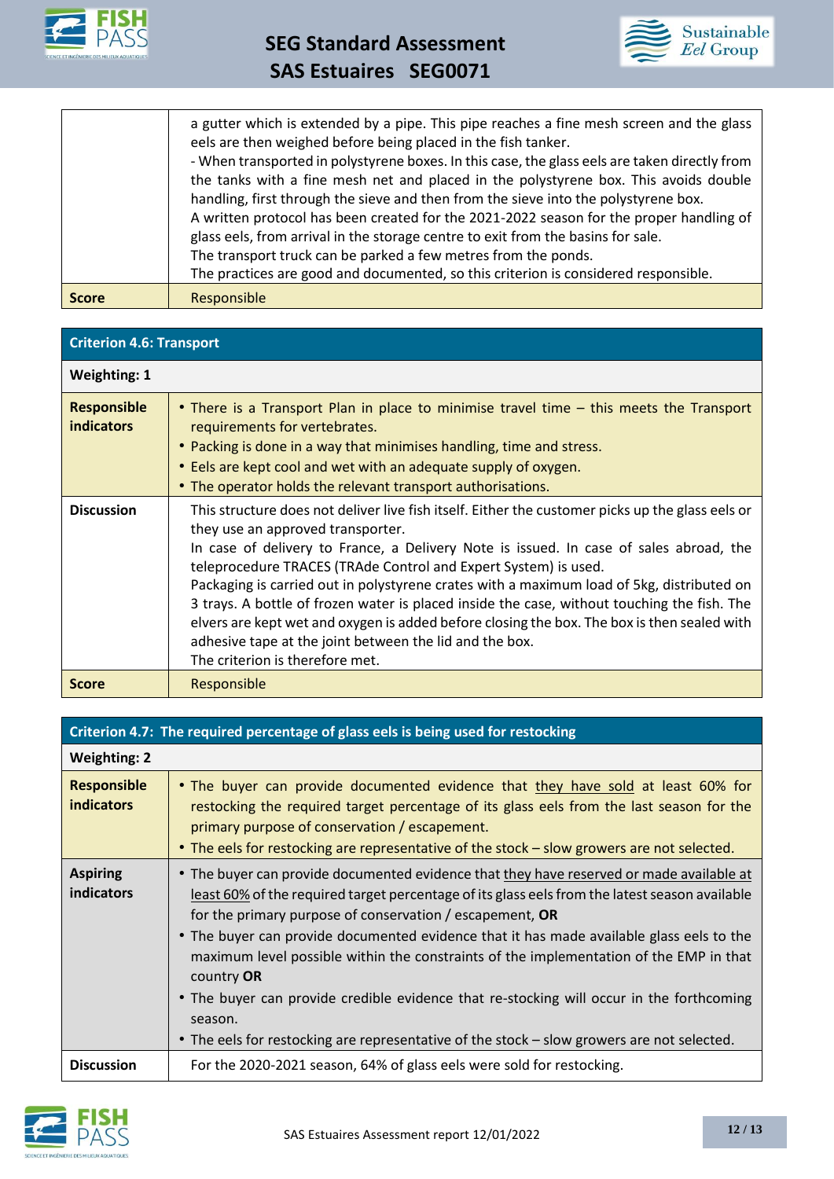| | |
|---|---|
| | a gutter which is extended by a pipe. This pipe reaches a fine mesh screen and the glass eels are then weighed before being placed in the fish tanker.<br>- When transported in polystyrene boxes. In this case, the glass eels are taken directly from the tanks with a fine mesh net and placed in the polystyrene box. This avoids double handling, first through the sieve and then from the sieve into the polystyrene box.<br>A written protocol has been created for the 2021-2022 season for the proper handling of glass eels, from arrival in the storage centre to exit from the basins for sale.<br>The transport truck can be parked a few metres from the ponds.<br>The practices are good and documented, so this criterion is considered responsible. |
| **Score** | Responsible |

| **Criterion 4.6: Transport** | |
|---|---|
| **Weighting: 1** | |
| **Responsible indicators** | • There is a Transport Plan in place to minimise travel time – this meets the Transport requirements for vertebrates.<br>• Packing is done in a way that minimises handling, time and stress.<br>• Eels are kept cool and wet with an adequate supply of oxygen.<br>• The operator holds the relevant transport authorisations. |
| **Discussion** | This structure does not deliver live fish itself. Either the customer picks up the glass eels or they use an approved transporter.<br>In case of delivery to France, a Delivery Note is issued. In case of sales abroad, the teleprocedure TRACES (TRAde Control and Expert System) is used.<br>Packaging is carried out in polystyrene crates with a maximum load of 5kg, distributed on 3 trays. A bottle of frozen water is placed inside the case, without touching the fish. The elvers are kept wet and oxygen is added before closing the box. The box is then sealed with adhesive tape at the joint between the lid and the box.<br>The criterion is therefore met. |
| **Score** | Responsible |

| **Criterion 4.7: The required percentage of glass eels is being used for restocking** | |
|---|---|
| **Weighting: 2** | |
| **Responsible indicators** | • The buyer can provide documented evidence that they have sold at least 60% for restocking the required target percentage of its glass eels from the last season for the primary purpose of conservation / escapement.<br>• The eels for restocking are representative of the stock – slow growers are not selected. |
| **Aspiring indicators** | • The buyer can provide documented evidence that they have reserved or made available at least 60% of the required target percentage of its glass eels from the latest season available for the primary purpose of conservation / escapement, **OR**<br>• The buyer can provide documented evidence that it has made available glass eels to the maximum level possible within the constraints of the implementation of the EMP in that country **OR**<br>• The buyer can provide credible evidence that re-stocking will occur in the forthcoming season.<br>• The eels for restocking are representative of the stock – slow growers are not selected. |
| **Discussion** | For the 2020-2021 season, 64% of glass eels were sold for restocking. |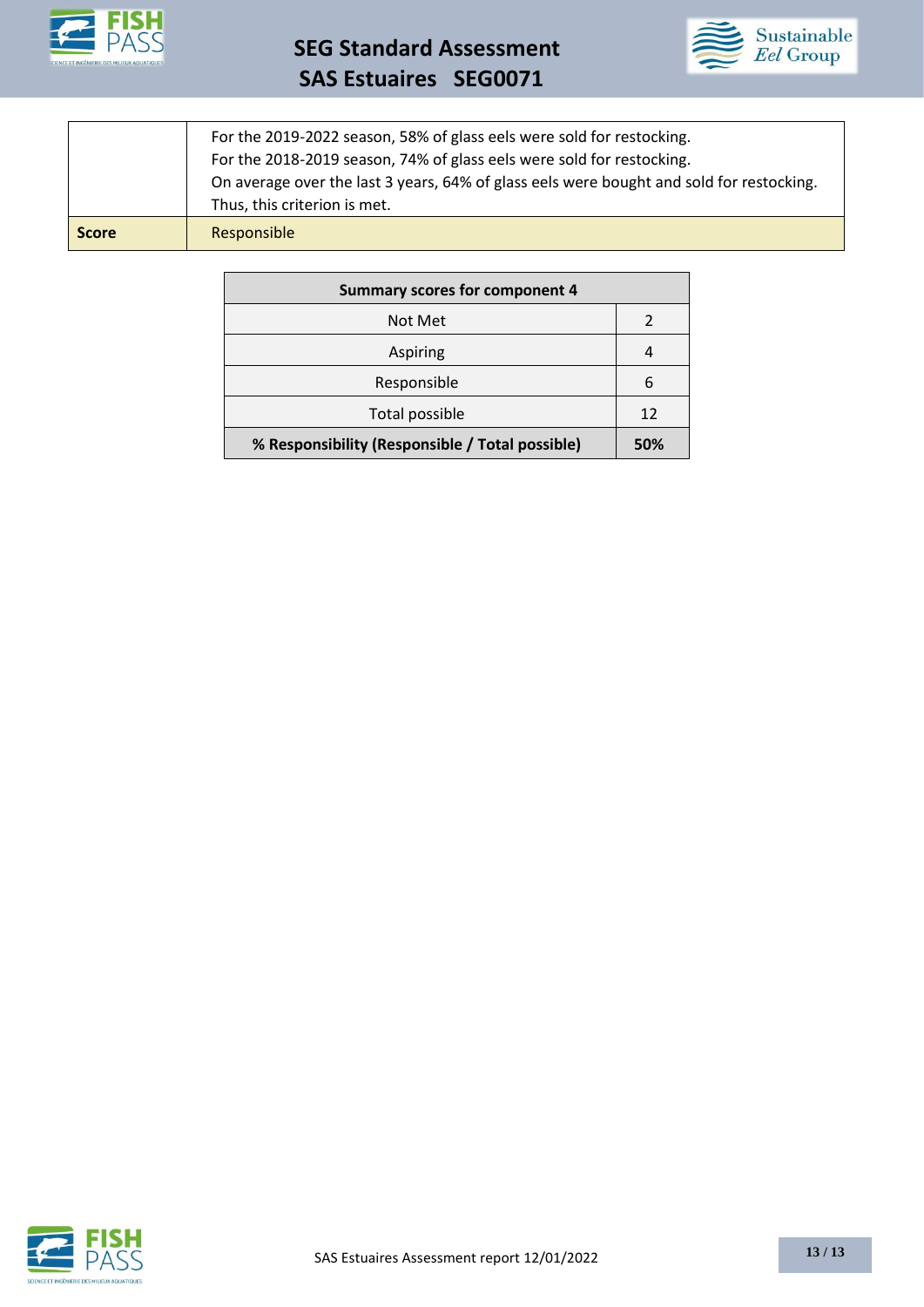| | |
|---|---|
| | For the 2019-2022 season, 58% of glass eels were sold for restocking.<br>For the 2018-2019 season, 74% of glass eels were sold for restocking.<br>On average over the last 3 years, 64% of glass eels were bought and sold for restocking.<br>Thus, this criterion is met. |
| **Score** | Responsible |

| **Summary scores for component 4** | |
|---|---|
| Not Met | 2 |
| Aspiring | 4 |
| Responsible | 6 |
| Total possible | 12 |
| **% Responsibility (Responsible / Total possible)** | **50%** |